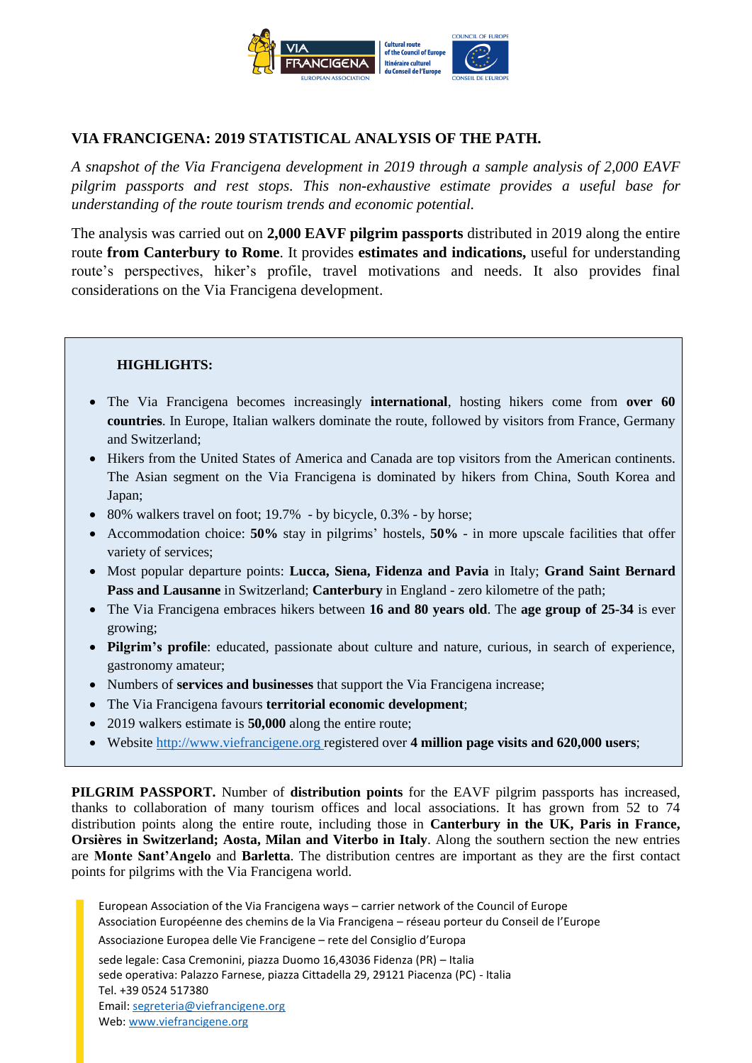## VIA FRANCIGENA: 2019 STATISTICAL ANALYSIS OF THE PATH.

*A snapshot of the Via Francigena development in 2019 through a sample analysis of 2,000 EAVF pilgrim passports and rest stops. This non-exhaustive estimate provides a useful base for understanding of the route tourism trends and economic potential.*

The analysis was carried out on **2,000 EAVF pilgrim passports** distributed in 2019 along the entire route **from Canterbury to Rome**. It provides **estimates and indications,** useful for understanding route's perspectives, hiker's profile, travel motivations and needs. It also provides final considerations on the Via Francigena development.

**HIGHLIGHTS:**

- The Via Francigena becomes increasingly **international**, hosting hikers come from **over 60 countries**. In Europe, Italian walkers dominate the route, followed by visitors from France, Germany and Switzerland;
- Hikers from the United States of America and Canada are top visitors from the American continents. The Asian segment on the Via Francigena is dominated by hikers from China, South Korea and Japan;
- 80% walkers travel on foot; 19.7% - by bicycle, 0.3% - by horse;
- Accommodation choice: **50%** stay in pilgrims' hostels, **50%** - in more upscale facilities that offer variety of services;
- Most popular departure points: **Lucca, Siena, Fidenza and Pavia** in Italy; **Grand Saint Bernard Pass and Lausanne** in Switzerland; **Canterbury** in England - zero kilometre of the path;
- The Via Francigena embraces hikers between **16 and 80 years old**. The **age group of 25-34** is ever growing;
- **Pilgrim's profile**: educated, passionate about culture and nature, curious, in search of experience, gastronomy amateur;
- Numbers of **services and businesses** that support the Via Francigena increase;
- The Via Francigena favours **territorial economic development**;
- 2019 walkers estimate is **50,000** along the entire route;
- Website http://www.viefrancigene.org registered over **4 million page visits and 620,000 users**;

**PILGRIM PASSPORT.** Number of **distribution points** for the EAVF pilgrim passports has increased, thanks to collaboration of many tourism offices and local associations. It has grown from 52 to 74 distribution points along the entire route, including those in **Canterbury in the UK, Paris in France, Orsières in Switzerland; Aosta, Milan and Viterbo in Italy**. Along the southern section the new entries are **Monte Sant'Angelo** and **Barletta**. The distribution centres are important as they are the first contact points for pilgrims with the Via Francigena world.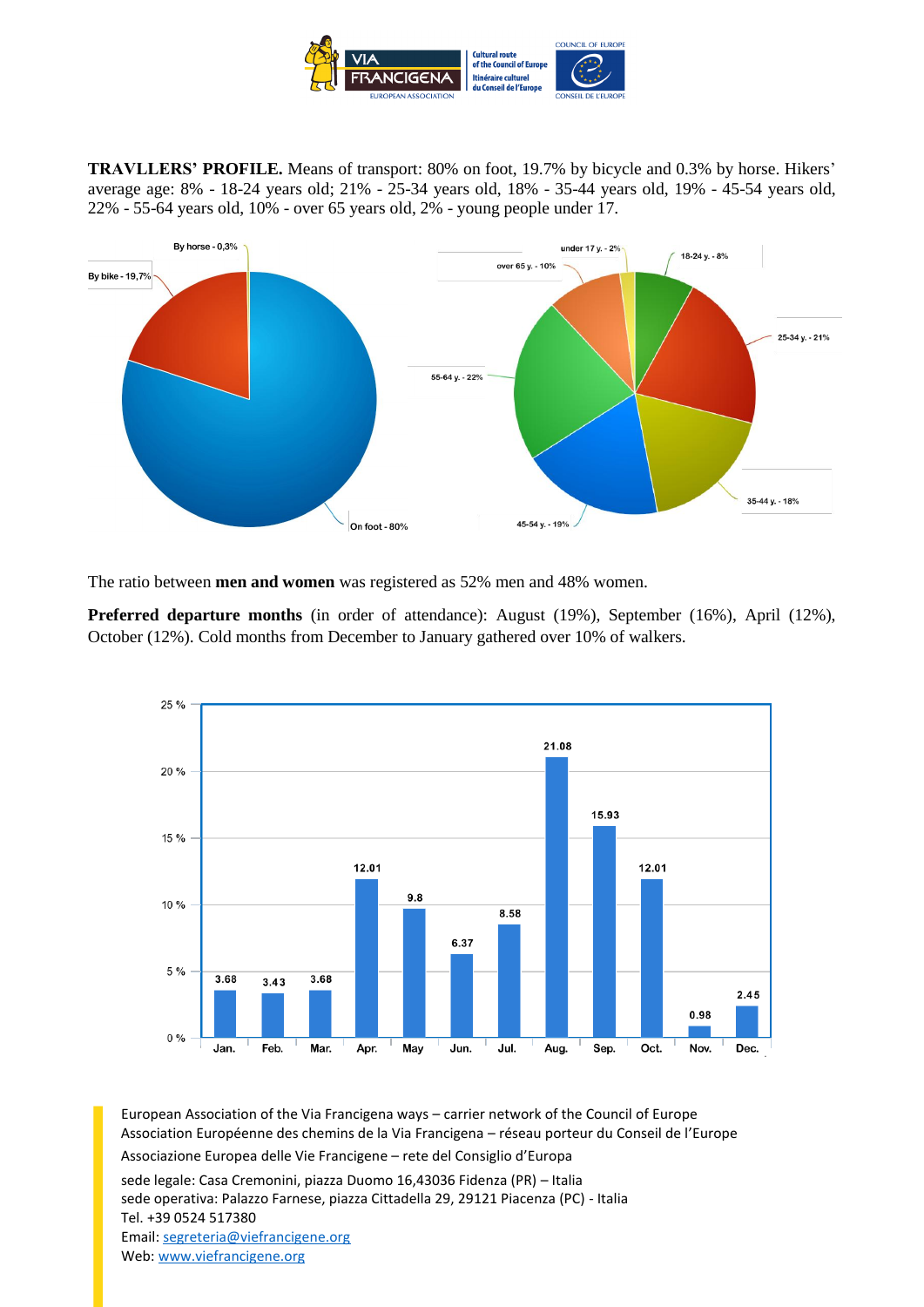**TRAVLLERS' PROFILE.** Means of transport: 80% on foot, 19.7% by bicycle and 0.3% by horse. Hikers' average age: 8% - 18-24 years old; 21% - 25-34 years old, 18% - 35-44 years old, 19% - 45-54 years old, 22% - 55-64 years old, 10% - over 65 years old, 2% - young people under 17.

By horse - 0,3%
By bike - 19,7%
On foot - 80%

under 17 y. - 2%
18-24 y. - 8%
over 65 y. - 10%
25-34 y. - 21%
55-64 y. - 22%
35-44 y. - 18%
45-54 y. - 19%

The ratio between **men and women** was registered as 52% men and 48% women.

**Preferred departure months** (in order of attendance): August (19%), September (16%), April (12%), October (12%). Cold months from December to January gathered over 10% of walkers.

| Month | % |
|---|---|
| Jan. | 3.68 |
| Feb. | 3.43 |
| Mar. | 3.68 |
| Apr. | 12.01 |
| May | 9.8 |
| Jun. | 6.37 |
| Jul. | 8.58 |
| Aug. | 21.08 |
| Sep. | 15.93 |
| Oct. | 12.01 |
| Nov. | 0.98 |
| Dec. | 2.45 |

European Association of the Via Francigena ways – carrier network of the Council of Europe
Association Européenne des chemins de la Via Francigena – réseau porteur du Conseil de l'Europe
Associazione Europea delle Vie Francigene – rete del Consiglio d'Europa
sede legale: Casa Cremonini, piazza Duomo 16,43036 Fidenza (PR) – Italia
sede operativa: Palazzo Farnese, piazza Cittadella 29, 29121 Piacenza (PC) - Italia
Tel. +39 0524 517380
Email: segreteria@viefrancigene.org
Web: www.viefrancigene.org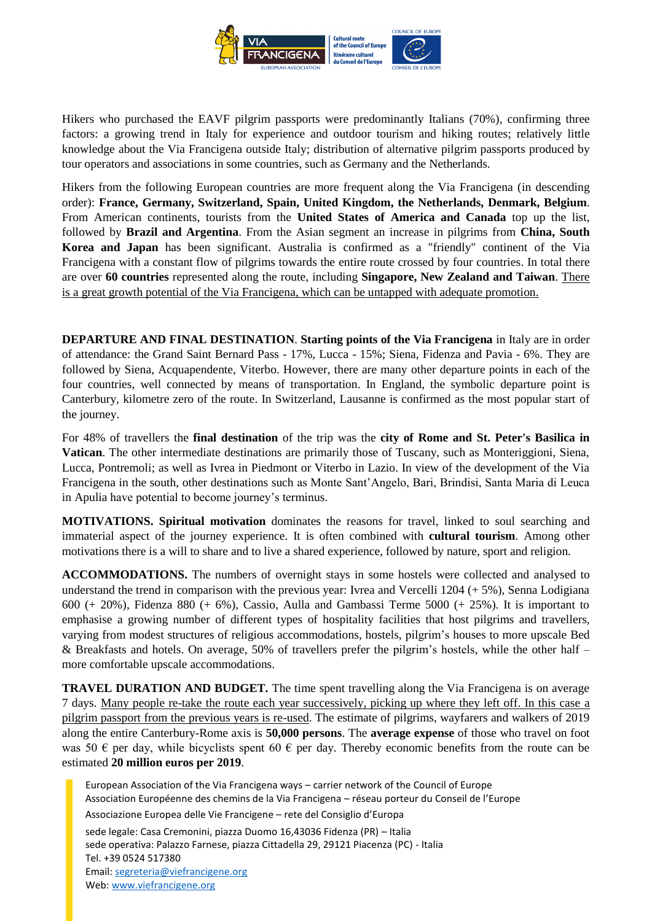Hikers who purchased the EAVF pilgrim passports were predominantly Italians (70%), confirming three factors: a growing trend in Italy for experience and outdoor tourism and hiking routes; relatively little knowledge about the Via Francigena outside Italy; distribution of alternative pilgrim passports produced by tour operators and associations in some countries, such as Germany and the Netherlands.

Hikers from the following European countries are more frequent along the Via Francigena (in descending order): **France, Germany, Switzerland, Spain, United Kingdom, the Netherlands, Denmark, Belgium**. From American continents, tourists from the **United States of America and Canada** top up the list, followed by **Brazil and Argentina**. From the Asian segment an increase in pilgrims from **China, South Korea and Japan** has been significant. Australia is confirmed as a "friendly" continent of the Via Francigena with a constant flow of pilgrims towards the entire route crossed by four countries. In total there are over **60 countries** represented along the route, including **Singapore, New Zealand and Taiwan**. There is a great growth potential of the Via Francigena, which can be untapped with adequate promotion.

**DEPARTURE AND FINAL DESTINATION**. **Starting points of the Via Francigena** in Italy are in order of attendance: the Grand Saint Bernard Pass - 17%, Lucca - 15%; Siena, Fidenza and Pavia - 6%. They are followed by Siena, Acquapendente, Viterbo. However, there are many other departure points in each of the four countries, well connected by means of transportation. In England, the symbolic departure point is Canterbury, kilometre zero of the route. In Switzerland, Lausanne is confirmed as the most popular start of the journey.

For 48% of travellers the **final destination** of the trip was the **city of Rome and St. Peter's Basilica in Vatican**. The other intermediate destinations are primarily those of Tuscany, such as Monteriggioni, Siena, Lucca, Pontremoli; as well as Ivrea in Piedmont or Viterbo in Lazio. In view of the development of the Via Francigena in the south, other destinations such as Monte Sant'Angelo, Bari, Brindisi, Santa Maria di Leuca in Apulia have potential to become journey's terminus.

**MOTIVATIONS. Spiritual motivation** dominates the reasons for travel, linked to soul searching and immaterial aspect of the journey experience. It is often combined with **cultural tourism**. Among other motivations there is a will to share and to live a shared experience, followed by nature, sport and religion.

**ACCOMMODATIONS.** The numbers of overnight stays in some hostels were collected and analysed to understand the trend in comparison with the previous year: Ivrea and Vercelli 1204 (+ 5%), Senna Lodigiana 600 (+ 20%), Fidenza 880 (+ 6%), Cassio, Aulla and Gambassi Terme 5000 (+ 25%). It is important to emphasise a growing number of different types of hospitality facilities that host pilgrims and travellers, varying from modest structures of religious accommodations, hostels, pilgrim's houses to more upscale Bed & Breakfasts and hotels. On average, 50% of travellers prefer the pilgrim's hostels, while the other half – more comfortable upscale accommodations.

**TRAVEL DURATION AND BUDGET.** The time spent travelling along the Via Francigena is on average 7 days. Many people re-take the route each year successively, picking up where they left off. In this case a pilgrim passport from the previous years is re-used. The estimate of pilgrims, wayfarers and walkers of 2019 along the entire Canterbury-Rome axis is **50,000 persons**. The **average expense** of those who travel on foot was 50 € per day, while bicyclists spent 60 € per day. Thereby economic benefits from the route can be estimated **20 million euros per 2019**.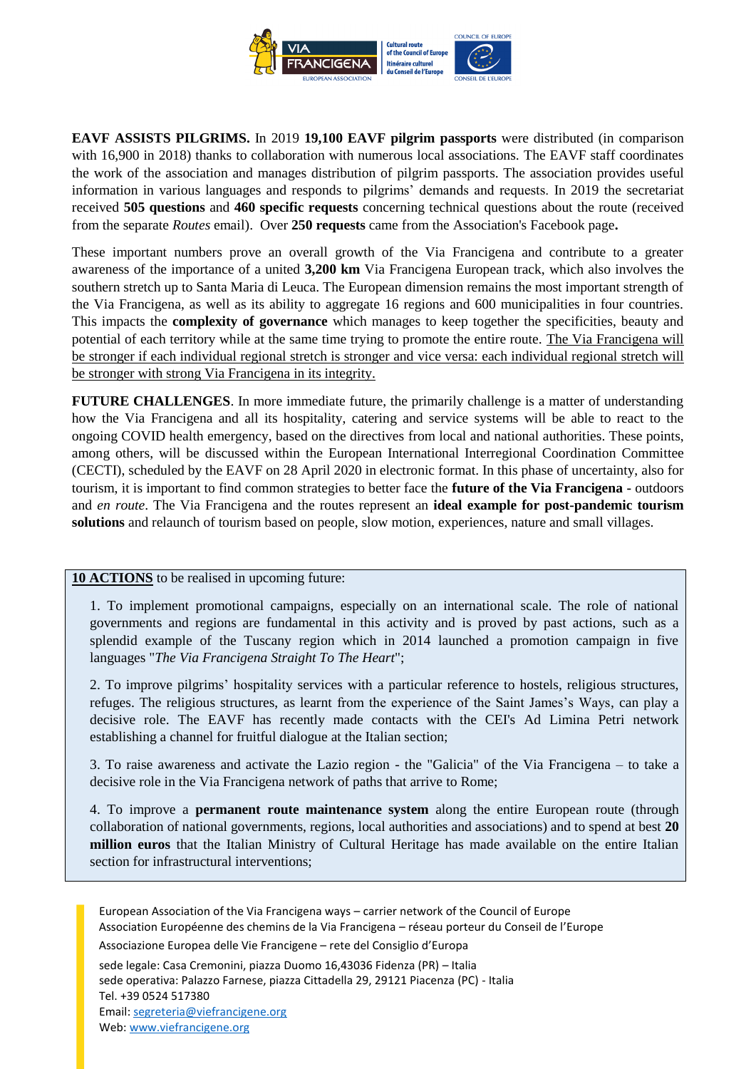**EAVF ASSISTS PILGRIMS.** In 2019 **19,100 EAVF pilgrim passports** were distributed (in comparison with 16,900 in 2018) thanks to collaboration with numerous local associations. The EAVF staff coordinates the work of the association and manages distribution of pilgrim passports. The association provides useful information in various languages and responds to pilgrims' demands and requests. In 2019 the secretariat received **505 questions** and **460 specific requests** concerning technical questions about the route (received from the separate *Routes* email). Over **250 requests** came from the Association's Facebook page**.**

These important numbers prove an overall growth of the Via Francigena and contribute to a greater awareness of the importance of a united **3,200 km** Via Francigena European track, which also involves the southern stretch up to Santa Maria di Leuca. The European dimension remains the most important strength of the Via Francigena, as well as its ability to aggregate 16 regions and 600 municipalities in four countries. This impacts the **complexity of governance** which manages to keep together the specificities, beauty and potential of each territory while at the same time trying to promote the entire route. The Via Francigena will be stronger if each individual regional stretch is stronger and vice versa: each individual regional stretch will be stronger with strong Via Francigena in its integrity.

**FUTURE CHALLENGES**. In more immediate future, the primarily challenge is a matter of understanding how the Via Francigena and all its hospitality, catering and service systems will be able to react to the ongoing COVID health emergency, based on the directives from local and national authorities. These points, among others, will be discussed within the European International Interregional Coordination Committee (CECTI), scheduled by the EAVF on 28 April 2020 in electronic format. In this phase of uncertainty, also for tourism, it is important to find common strategies to better face the **future of the Via Francigena -** outdoors and *en route*. The Via Francigena and the routes represent an **ideal example for post-pandemic tourism solutions** and relaunch of tourism based on people, slow motion, experiences, nature and small villages.

**10 ACTIONS** to be realised in upcoming future:

1. To implement promotional campaigns, especially on an international scale. The role of national governments and regions are fundamental in this activity and is proved by past actions, such as a splendid example of the Tuscany region which in 2014 launched a promotion campaign in five languages "*The Via Francigena Straight To The Heart*";

2. To improve pilgrims' hospitality services with a particular reference to hostels, religious structures, refuges. The religious structures, as learnt from the experience of the Saint James's Ways, can play a decisive role. The EAVF has recently made contacts with the CEI's Ad Limina Petri network establishing a channel for fruitful dialogue at the Italian section;

3. To raise awareness and activate the Lazio region - the "Galicia" of the Via Francigena – to take a decisive role in the Via Francigena network of paths that arrive to Rome;

4. To improve a **permanent route maintenance system** along the entire European route (through collaboration of national governments, regions, local authorities and associations) and to spend at best **20 million euros** that the Italian Ministry of Cultural Heritage has made available on the entire Italian section for infrastructural interventions;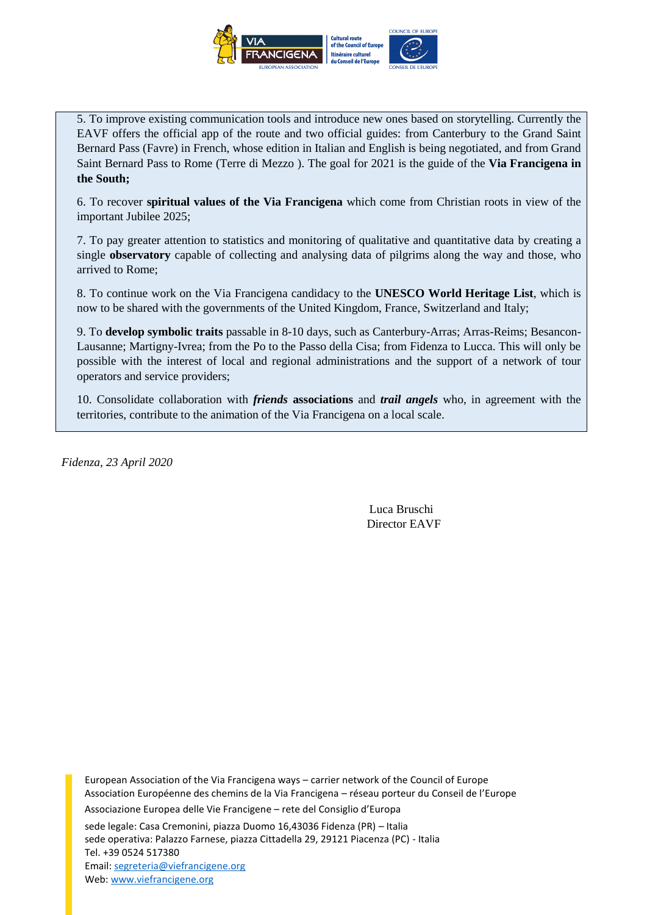5. To improve existing communication tools and introduce new ones based on storytelling. Currently the EAVF offers the official app of the route and two official guides: from Canterbury to the Grand Saint Bernard Pass (Favre) in French, whose edition in Italian and English is being negotiated, and from Grand Saint Bernard Pass to Rome (Terre di Mezzo ). The goal for 2021 is the guide of the **Via Francigena in the South;**

6. To recover **spiritual values of the Via Francigena** which come from Christian roots in view of the important Jubilee 2025;

7. To pay greater attention to statistics and monitoring of qualitative and quantitative data by creating a single **observatory** capable of collecting and analysing data of pilgrims along the way and those, who arrived to Rome;

8. To continue work on the Via Francigena candidacy to the **UNESCO World Heritage List**, which is now to be shared with the governments of the United Kingdom, France, Switzerland and Italy;

9. To **develop symbolic traits** passable in 8-10 days, such as Canterbury-Arras; Arras-Reims; Besancon-Lausanne; Martigny-Ivrea; from the Po to the Passo della Cisa; from Fidenza to Lucca. This will only be possible with the interest of local and regional administrations and the support of a network of tour operators and service providers;

10. Consolidate collaboration with ***friends*** **associations** and ***trail angels*** who, in agreement with the territories, contribute to the animation of the Via Francigena on a local scale.

*Fidenza, 23 April 2020*

Luca Bruschi
Director EAVF

European Association of the Via Francigena ways – carrier network of the Council of Europe
Association Européenne des chemins de la Via Francigena – réseau porteur du Conseil de l'Europe
Associazione Europea delle Vie Francigene – rete del Consiglio d'Europa
sede legale: Casa Cremonini, piazza Duomo 16,43036 Fidenza (PR) – Italia
sede operativa: Palazzo Farnese, piazza Cittadella 29, 29121 Piacenza (PC) - Italia
Tel. +39 0524 517380
Email: segreteria@viefrancigene.org
Web: www.viefrancigene.org